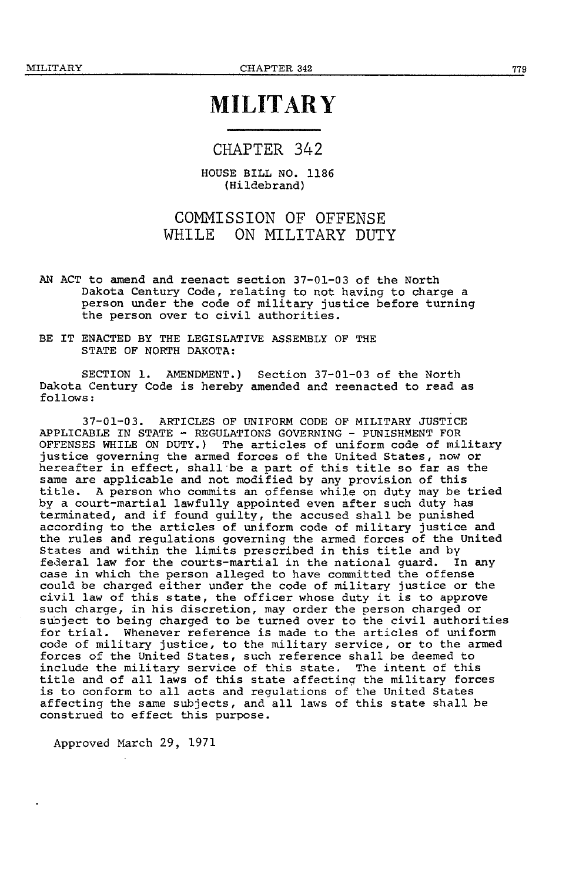# MILITARY

## CHAPTER 342

### HOUSE BILL NO. 1186
(Hildebrand)

## COMMISSION OF OFFENSE WHILE ON MILITARY DUTY

AN ACT to amend and reenact section 37-01-03 of the North Dakota Century Code, relating to not having to charge a person under the code of military justice before turning the person over to civil authorities.

BE IT ENACTED BY THE LEGISLATIVE ASSEMBLY OF THE STATE OF NORTH DAKOTA:

SECTION 1. AMENDMENT.) Section 37-01-03 of the North Dakota Century Code is hereby amended and reenacted to read as follows:

37-01-03. ARTICLES OF UNIFORM CODE OF MILITARY JUSTICE APPLICABLE IN STATE - REGULATIONS GOVERNING - PUNISHMENT FOR OFFENSES WHILE ON DUTY.) The articles of uniform code of military justice governing the armed forces of the United States, now or hereafter in effect, shall be a part of this title so far as the same are applicable and not modified by any provision of this title. A person who commits an offense while on duty may be tried by a court-martial lawfully appointed even after such duty has terminated, and if found guilty, the accused shall be punished according to the articles of uniform code of military justice and the rules and regulations governing the armed forces of the United States and within the limits prescribed in this title and by federal law for the courts-martial in the national guard. In any case in which the person alleged to have committed the offense could be charged either under the code of military justice or the civil law of this state, the officer whose duty it is to approve such charge, in his discretion, may order the person charged or subject to being charged to be turned over to the civil authorities for trial. Whenever reference is made to the articles of uniform code of military justice, to the military service, or to the armed forces of the United States, such reference shall be deemed to include the military service of this state. The intent of this title and of all laws of this state affecting the military forces is to conform to all acts and regulations of the United States affecting the same subjects, and all laws of this state shall be construed to effect this purpose.

Approved March 29, 1971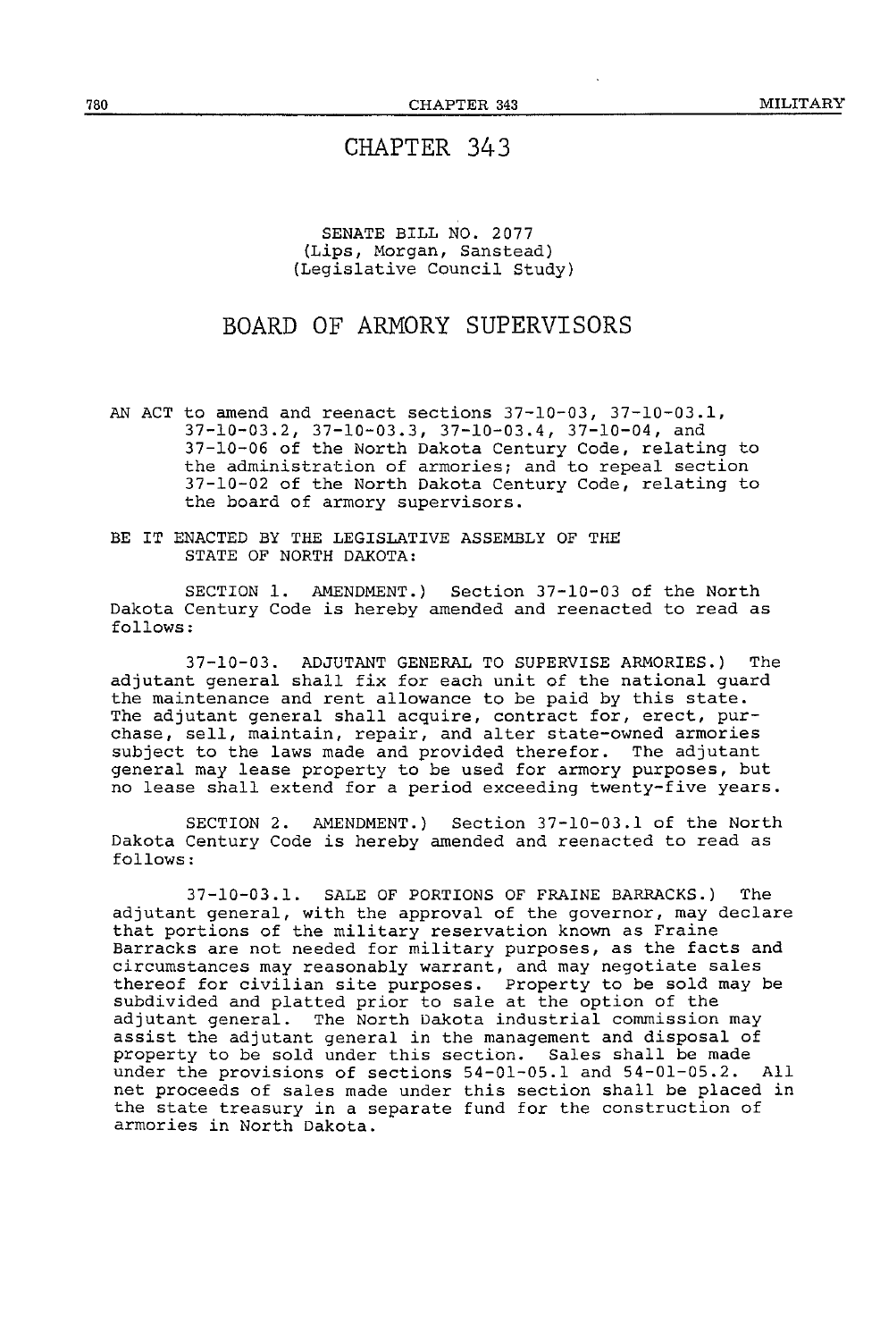# CHAPTER 343

SENATE BILL NO. 2077
(Lips, Morgan, Sanstead)
(Legislative Council Study)

## BOARD OF ARMORY SUPERVISORS

AN ACT to amend and reenact sections 37-10-03, 37-10-03.1, 37-10-03.2, 37-10-03.3, 37-10-03.4, 37-10-04, and 37-10-06 of the North Dakota Century Code, relating to the administration of armories; and to repeal section 37-10-02 of the North Dakota Century Code, relating to the board of armory supervisors.

BE IT ENACTED BY THE LEGISLATIVE ASSEMBLY OF THE STATE OF NORTH DAKOTA:

SECTION 1. AMENDMENT.) Section 37-10-03 of the North Dakota Century Code is hereby amended and reenacted to read as follows:

37-10-03. ADJUTANT GENERAL TO SUPERVISE ARMORIES.) The adjutant general shall fix for each unit of the national guard the maintenance and rent allowance to be paid by this state. The adjutant general shall acquire, contract for, erect, purchase, sell, maintain, repair, and alter state-owned armories subject to the laws made and provided therefor. The adjutant general may lease property to be used for armory purposes, but no lease shall extend for a period exceeding twenty-five years.

SECTION 2. AMENDMENT.) Section 37-10-03.1 of the North Dakota Century Code is hereby amended and reenacted to read as follows:

37-10-03.1. SALE OF PORTIONS OF FRAINE BARRACKS.) The adjutant general, with the approval of the governor, may declare that portions of the military reservation known as Fraine Barracks are not needed for military purposes, as the facts and circumstances may reasonably warrant, and may negotiate sales thereof for civilian site purposes. Property to be sold may be subdivided and platted prior to sale at the option of the adjutant general. The North Dakota industrial commission may assist the adjutant general in the management and disposal of property to be sold under this section. Sales shall be made under the provisions of sections 54-01-05.1 and 54-01-05.2. All net proceeds of sales made under this section shall be placed in the state treasury in a separate fund for the construction of armories in North Dakota.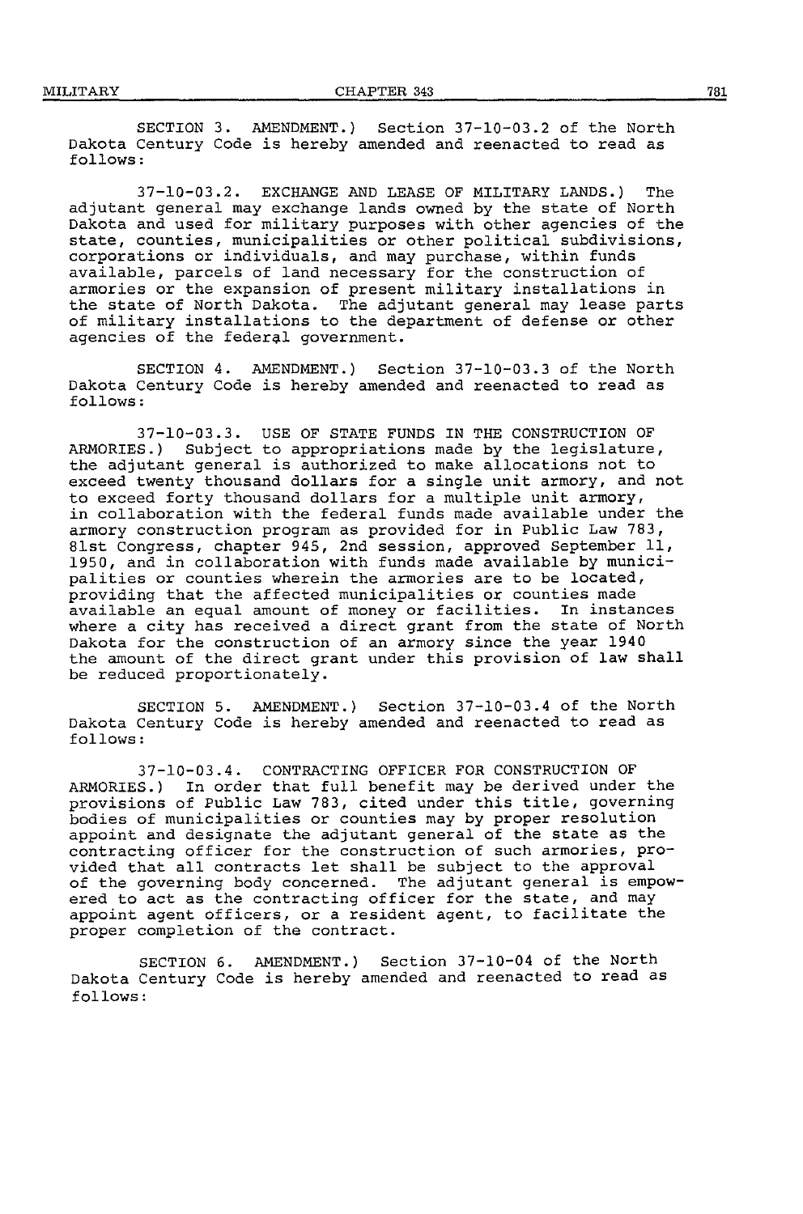SECTION 3. AMENDMENT.) Section 37-10-03.2 of the North Dakota Century Code is hereby amended and reenacted to read as follows:

37-10-03.2. EXCHANGE AND LEASE OF MILITARY LANDS.) The adjutant general may exchange lands owned by the state of North Dakota and used for military purposes with other agencies of the state, counties, municipalities or other political subdivisions, corporations or individuals, and may purchase, within funds available, parcels of land necessary for the construction of armories or the expansion of present military installations in the state of North Dakota. The adjutant general may lease parts of military installations to the department of defense or other agencies of the federal government.

SECTION 4. AMENDMENT.) Section 37-10-03.3 of the North Dakota Century Code is hereby amended and reenacted to read as follows:

37-10-03.3. USE OF STATE FUNDS IN THE CONSTRUCTION OF ARMORIES.) Subject to appropriations made by the legislature, the adjutant general is authorized to make allocations not to exceed twenty thousand dollars for a single unit armory, and not to exceed forty thousand dollars for a multiple unit armory, in collaboration with the federal funds made available under the armory construction program as provided for in Public Law 783, 81st Congress, chapter 945, 2nd session, approved September 11, 1950, and in collaboration with funds made available by municipalities or counties wherein the armories are to be located, providing that the affected municipalities or counties made available an equal amount of money or facilities. In instances where a city has received a direct grant from the state of North Dakota for the construction of an armory since the year 1940 the amount of the direct grant under this provision of law shall be reduced proportionately.

SECTION 5. AMENDMENT.) Section 37-10-03.4 of the North Dakota Century Code is hereby amended and reenacted to read as follows:

37-10-03.4. CONTRACTING OFFICER FOR CONSTRUCTION OF ARMORIES.) In order that full benefit may be derived under the provisions of Public Law 783, cited under this title, governing bodies of municipalities or counties may by proper resolution appoint and designate the adjutant general of the state as the contracting officer for the construction of such armories, provided that all contracts let shall be subject to the approval of the governing body concerned. The adjutant general is empowered to act as the contracting officer for the state, and may appoint agent officers, or a resident agent, to facilitate the proper completion of the contract.

SECTION 6. AMENDMENT.) Section 37-10-04 of the North Dakota Century Code is hereby amended and reenacted to read as follows: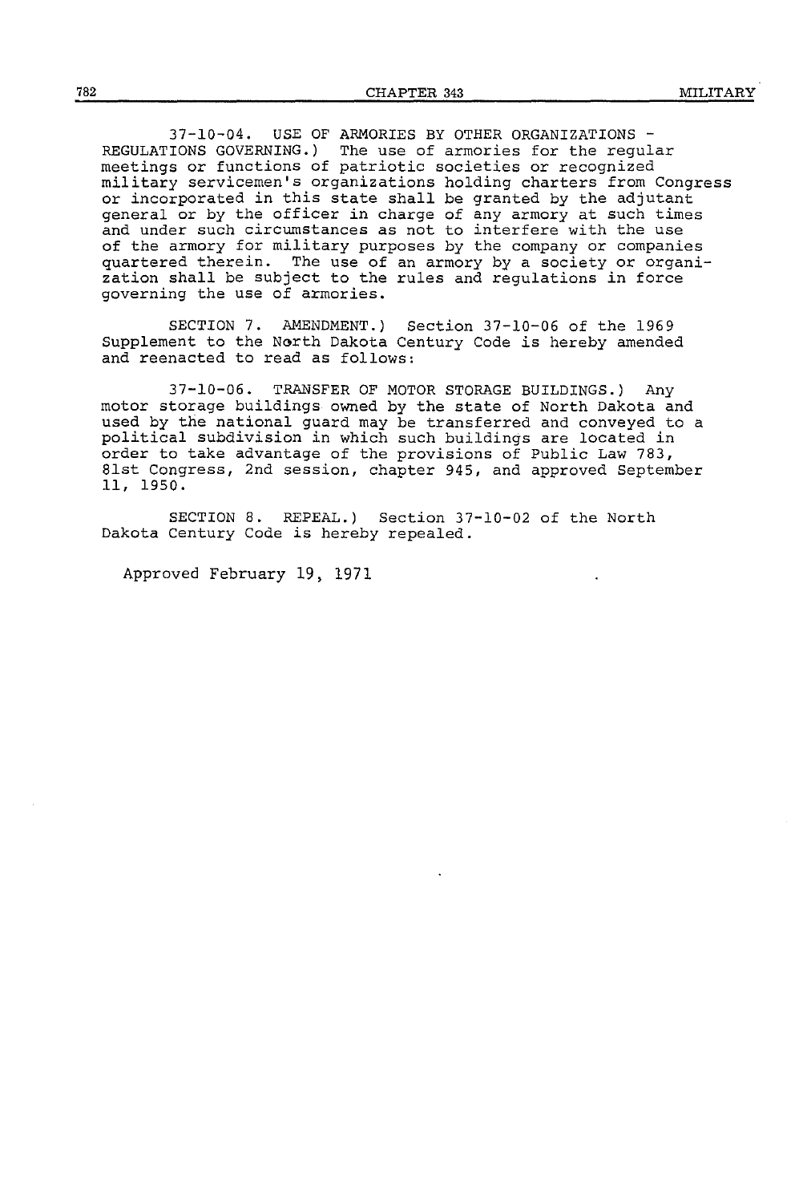37-10-04. USE OF ARMORIES BY OTHER ORGANIZATIONS - REGULATIONS GOVERNING.) The use of armories for the regular meetings or functions of patriotic societies or recognized military servicemen's organizations holding charters from Congress or incorporated in this state shall be granted by the adjutant general or by the officer in charge of any armory at such times and under such circumstances as not to interfere with the use of the armory for military purposes by the company or companies quartered therein. The use of an armory by a society or organization shall be subject to the rules and regulations in force governing the use of armories.

SECTION 7. AMENDMENT.) Section 37-10-06 of the 1969 Supplement to the North Dakota Century Code is hereby amended and reenacted to read as follows:

37-10-06. TRANSFER OF MOTOR STORAGE BUILDINGS.) Any motor storage buildings owned by the state of North Dakota and used by the national guard may be transferred and conveyed to a political subdivision in which such buildings are located in order to take advantage of the provisions of Public Law 783, 81st Congress, 2nd session, chapter 945, and approved September 11, 1950.

SECTION 8. REPEAL.) Section 37-10-02 of the North Dakota Century Code is hereby repealed.

Approved February 19, 1971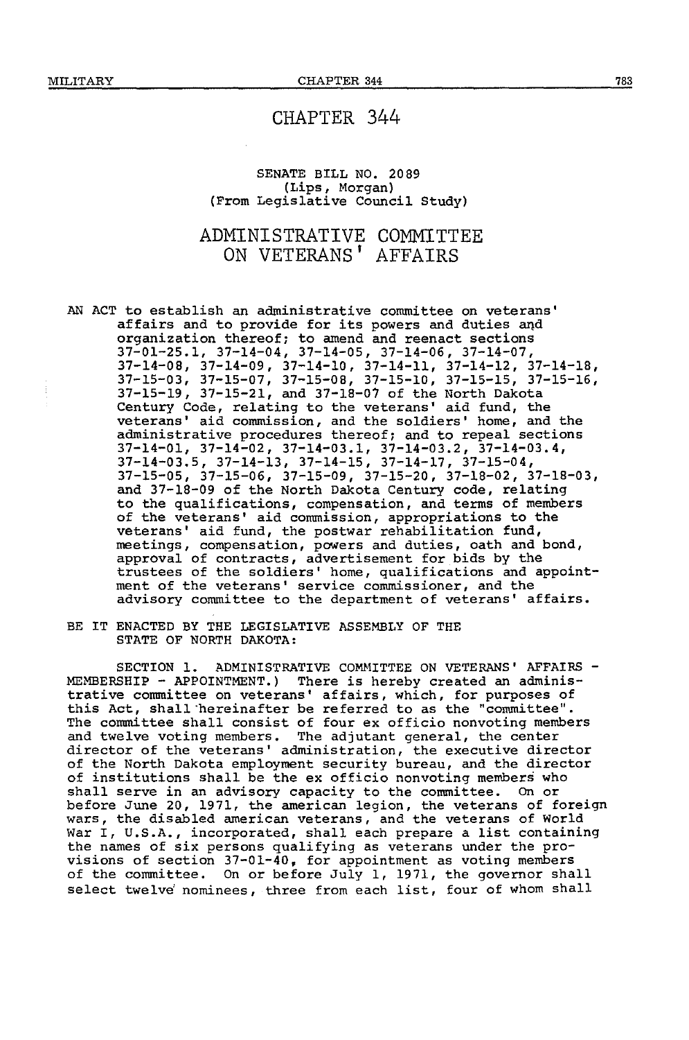# CHAPTER 344

SENATE BILL NO. 2089
(Lips, Morgan)
(From Legislative Council Study)

## ADMINISTRATIVE COMMITTEE ON VETERANS' AFFAIRS

AN ACT to establish an administrative committee on veterans' affairs and to provide for its powers and duties and organization thereof; to amend and reenact sections 37-01-25.1, 37-14-04, 37-14-05, 37-14-06, 37-14-07, 37-14-08, 37-14-09, 37-14-10, 37-14-11, 37-14-12, 37-14-18, 37-15-03, 37-15-07, 37-15-08, 37-15-10, 37-15-15, 37-15-16, 37-15-19, 37-15-21, and 37-18-07 of the North Dakota Century Code, relating to the veterans' aid fund, the veterans' aid commission, and the soldiers' home, and the administrative procedures thereof; and to repeal sections 37-14-01, 37-14-02, 37-14-03.1, 37-14-03.2, 37-14-03.4, 37-14-03.5, 37-14-13, 37-14-15, 37-14-17, 37-15-04, 37-15-05, 37-15-06, 37-15-09, 37-15-20, 37-18-02, 37-18-03, and 37-18-09 of the North Dakota Century code, relating to the qualifications, compensation, and terms of members of the veterans' aid commission, appropriations to the veterans' aid fund, the postwar rehabilitation fund, meetings, compensation, powers and duties, oath and bond, approval of contracts, advertisement for bids by the trustees of the soldiers' home, qualifications and appointment of the veterans' service commissioner, and the advisory committee to the department of veterans' affairs.

BE IT ENACTED BY THE LEGISLATIVE ASSEMBLY OF THE STATE OF NORTH DAKOTA:

SECTION 1. ADMINISTRATIVE COMMITTEE ON VETERANS' AFFAIRS - MEMBERSHIP - APPOINTMENT.) There is hereby created an administrative committee on veterans' affairs, which, for purposes of this Act, shall hereinafter be referred to as the "committee". The committee shall consist of four ex officio nonvoting members and twelve voting members. The adjutant general, the center director of the veterans' administration, the executive director of the North Dakota employment security bureau, and the director of institutions shall be the ex officio nonvoting members who shall serve in an advisory capacity to the committee. On or before June 20, 1971, the american legion, the veterans of foreign wars, the disabled american veterans, and the veterans of World War I, U.S.A., incorporated, shall each prepare a list containing the names of six persons qualifying as veterans under the provisions of section 37-01-40, for appointment as voting members of the committee. On or before July 1, 1971, the governor shall select twelve nominees, three from each list, four of whom shall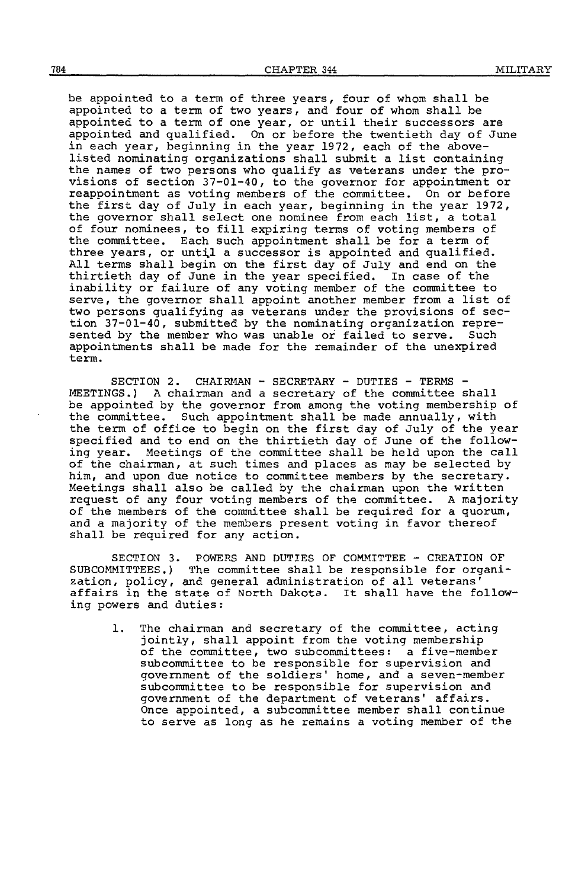be appointed to a term of three years, four of whom shall be appointed to a term of two years, and four of whom shall be appointed to a term of one year, or until their successors are appointed and qualified. On or before the twentieth day of June in each year, beginning in the year 1972, each of the above-listed nominating organizations shall submit a list containing the names of two persons who qualify as veterans under the provisions of section 37-01-40, to the governor for appointment or reappointment as voting members of the committee. On or before the first day of July in each year, beginning in the year 1972, the governor shall select one nominee from each list, a total of four nominees, to fill expiring terms of voting members of the committee. Each such appointment shall be for a term of three years, or until a successor is appointed and qualified. All terms shall begin on the first day of July and end on the thirtieth day of June in the year specified. In case of the inability or failure of any voting member of the committee to serve, the governor shall appoint another member from a list of two persons qualifying as veterans under the provisions of section 37-01-40, submitted by the nominating organization represented by the member who was unable or failed to serve. Such appointments shall be made for the remainder of the unexpired term.

SECTION 2. CHAIRMAN - SECRETARY - DUTIES - TERMS - MEETINGS.) A chairman and a secretary of the committee shall be appointed by the governor from among the voting membership of the committee. Such appointment shall be made annually, with the term of office to begin on the first day of July of the year specified and to end on the thirtieth day of June of the following year. Meetings of the committee shall be held upon the call of the chairman, at such times and places as may be selected by him, and upon due notice to committee members by the secretary. Meetings shall also be called by the chairman upon the written request of any four voting members of the committee. A majority of the members of the committee shall be required for a quorum, and a majority of the members present voting in favor thereof shall be required for any action.

SECTION 3. POWERS AND DUTIES OF COMMITTEE - CREATION OF SUBCOMMITTEES.) The committee shall be responsible for organization, policy, and general administration of all veterans' affairs in the state of North Dakota. It shall have the following powers and duties:

1. The chairman and secretary of the committee, acting jointly, shall appoint from the voting membership of the committee, two subcommittees: a five-member subcommittee to be responsible for supervision and government of the soldiers' home, and a seven-member subcommittee to be responsible for supervision and government of the department of veterans' affairs. Once appointed, a subcommittee member shall continue to serve as long as he remains a voting member of the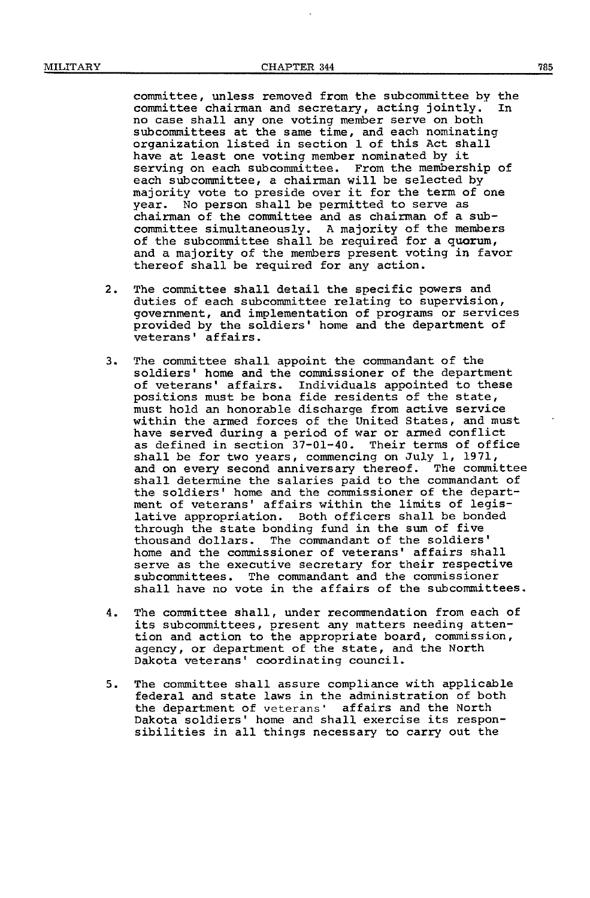committee, unless removed from the subcommittee by the committee chairman and secretary, acting jointly. In no case shall any one voting member serve on both subcommittees at the same time, and each nominating organization listed in section 1 of this Act shall have at least one voting member nominated by it serving on each subcommittee. From the membership of each subcommittee, a chairman will be selected by majority vote to preside over it for the term of one year. No person shall be permitted to serve as chairman of the committee and as chairman of a subcommittee simultaneously. A majority of the members of the subcommittee shall be required for a quorum, and a majority of the members present voting in favor thereof shall be required for any action.

2. The committee shall detail the specific powers and duties of each subcommittee relating to supervision, government, and implementation of programs or services provided by the soldiers' home and the department of veterans' affairs.

3. The committee shall appoint the commandant of the soldiers' home and the commissioner of the department of veterans' affairs. Individuals appointed to these positions must be bona fide residents of the state, must hold an honorable discharge from active service within the armed forces of the United States, and must have served during a period of war or armed conflict as defined in section 37-01-40. Their terms of office shall be for two years, commencing on July 1, 1971, and on every second anniversary thereof. The committee shall determine the salaries paid to the commandant of the soldiers' home and the commissioner of the department of veterans' affairs within the limits of legislative appropriation. Both officers shall be bonded through the state bonding fund in the sum of five thousand dollars. The commandant of the soldiers' home and the commissioner of veterans' affairs shall serve as the executive secretary for their respective subcommittees. The commandant and the commissioner shall have no vote in the affairs of the subcommittees.

4. The committee shall, under recommendation from each of its subcommittees, present any matters needing attention and action to the appropriate board, commission, agency, or department of the state, and the North Dakota veterans' coordinating council.

5. The committee shall assure compliance with applicable federal and state laws in the administration of both the department of veterans' affairs and the North Dakota soldiers' home and shall exercise its responsibilities in all things necessary to carry out the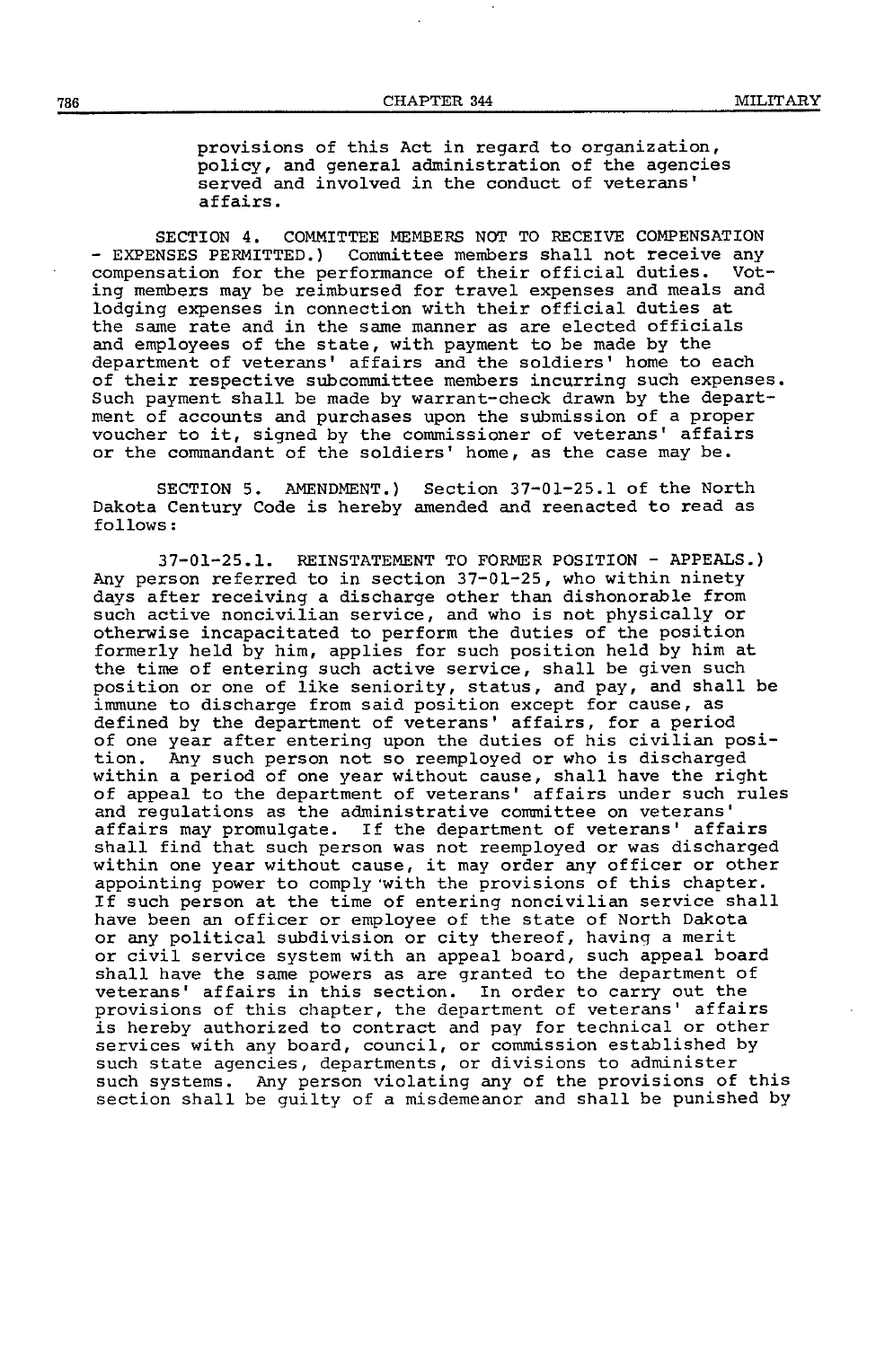provisions of this Act in regard to organization, policy, and general administration of the agencies served and involved in the conduct of veterans' affairs.

SECTION 4. COMMITTEE MEMBERS NOT TO RECEIVE COMPENSATION - EXPENSES PERMITTED.) Committee members shall not receive any compensation for the performance of their official duties. Voting members may be reimbursed for travel expenses and meals and lodging expenses in connection with their official duties at the same rate and in the same manner as are elected officials and employees of the state, with payment to be made by the department of veterans' affairs and the soldiers' home to each of their respective subcommittee members incurring such expenses. Such payment shall be made by warrant-check drawn by the department of accounts and purchases upon the submission of a proper voucher to it, signed by the commissioner of veterans' affairs or the commandant of the soldiers' home, as the case may be.

SECTION 5. AMENDMENT.) Section 37-01-25.1 of the North Dakota Century Code is hereby amended and reenacted to read as follows:

37-01-25.1. REINSTATEMENT TO FORMER POSITION - APPEALS.) Any person referred to in section 37-01-25, who within ninety days after receiving a discharge other than dishonorable from such active noncivilian service, and who is not physically or otherwise incapacitated to perform the duties of the position formerly held by him, applies for such position held by him at the time of entering such active service, shall be given such position or one of like seniority, status, and pay, and shall be immune to discharge from said position except for cause, as defined by the department of veterans' affairs, for a period of one year after entering upon the duties of his civilian position. Any such person not so reemployed or who is discharged within a period of one year without cause, shall have the right of appeal to the department of veterans' affairs under such rules and regulations as the administrative committee on veterans' affairs may promulgate. If the department of veterans' affairs shall find that such person was not reemployed or was discharged within one year without cause, it may order any officer or other appointing power to comply with the provisions of this chapter. If such person at the time of entering noncivilian service shall have been an officer or employee of the state of North Dakota or any political subdivision or city thereof, having a merit or civil service system with an appeal board, such appeal board shall have the same powers as are granted to the department of veterans' affairs in this section. In order to carry out the provisions of this chapter, the department of veterans' affairs is hereby authorized to contract and pay for technical or other services with any board, council, or commission established by such state agencies, departments, or divisions to administer such systems. Any person violating any of the provisions of this section shall be guilty of a misdemeanor and shall be punished by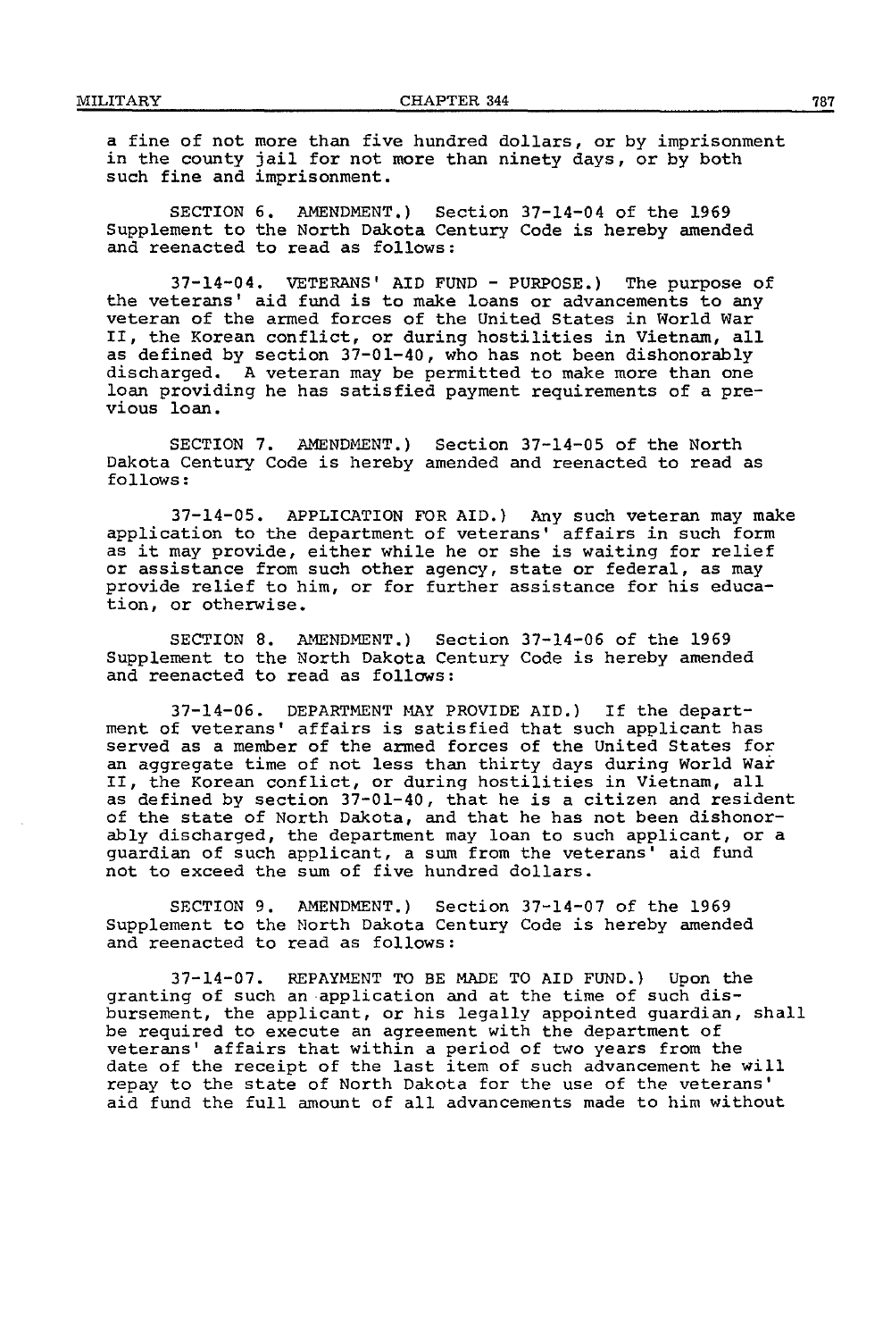a fine of not more than five hundred dollars, or by imprisonment in the county jail for not more than ninety days, or by both such fine and imprisonment.

SECTION 6. AMENDMENT.) Section 37-14-04 of the 1969 Supplement to the North Dakota Century Code is hereby amended and reenacted to read as follows:

37-14-04. VETERANS' AID FUND - PURPOSE.) The purpose of the veterans' aid fund is to make loans or advancements to any veteran of the armed forces of the United States in World War II, the Korean conflict, or during hostilities in Vietnam, all as defined by section 37-01-40, who has not been dishonorably discharged. A veteran may be permitted to make more than one loan providing he has satisfied payment requirements of a previous loan.

SECTION 7. AMENDMENT.) Section 37-14-05 of the North Dakota Century Code is hereby amended and reenacted to read as follows:

37-14-05. APPLICATION FOR AID.) Any such veteran may make application to the department of veterans' affairs in such form as it may provide, either while he or she is waiting for relief or assistance from such other agency, state or federal, as may provide relief to him, or for further assistance for his education, or otherwise.

SECTION 8. AMENDMENT.) Section 37-14-06 of the 1969 Supplement to the North Dakota Century Code is hereby amended and reenacted to read as follows:

37-14-06. DEPARTMENT MAY PROVIDE AID.) If the department of veterans' affairs is satisfied that such applicant has served as a member of the armed forces of the United States for an aggregate time of not less than thirty days during World War II, the Korean conflict, or during hostilities in Vietnam, all as defined by section 37-01-40, that he is a citizen and resident of the state of North Dakota, and that he has not been dishonorably discharged, the department may loan to such applicant, or a guardian of such applicant, a sum from the veterans' aid fund not to exceed the sum of five hundred dollars.

SECTION 9. AMENDMENT.) Section 37-14-07 of the 1969 Supplement to the North Dakota Century Code is hereby amended and reenacted to read as follows:

37-14-07. REPAYMENT TO BE MADE TO AID FUND.) Upon the granting of such an application and at the time of such disbursement, the applicant, or his legally appointed guardian, shall be required to execute an agreement with the department of veterans' affairs that within a period of two years from the date of the receipt of the last item of such advancement he will repay to the state of North Dakota for the use of the veterans' aid fund the full amount of all advancements made to him without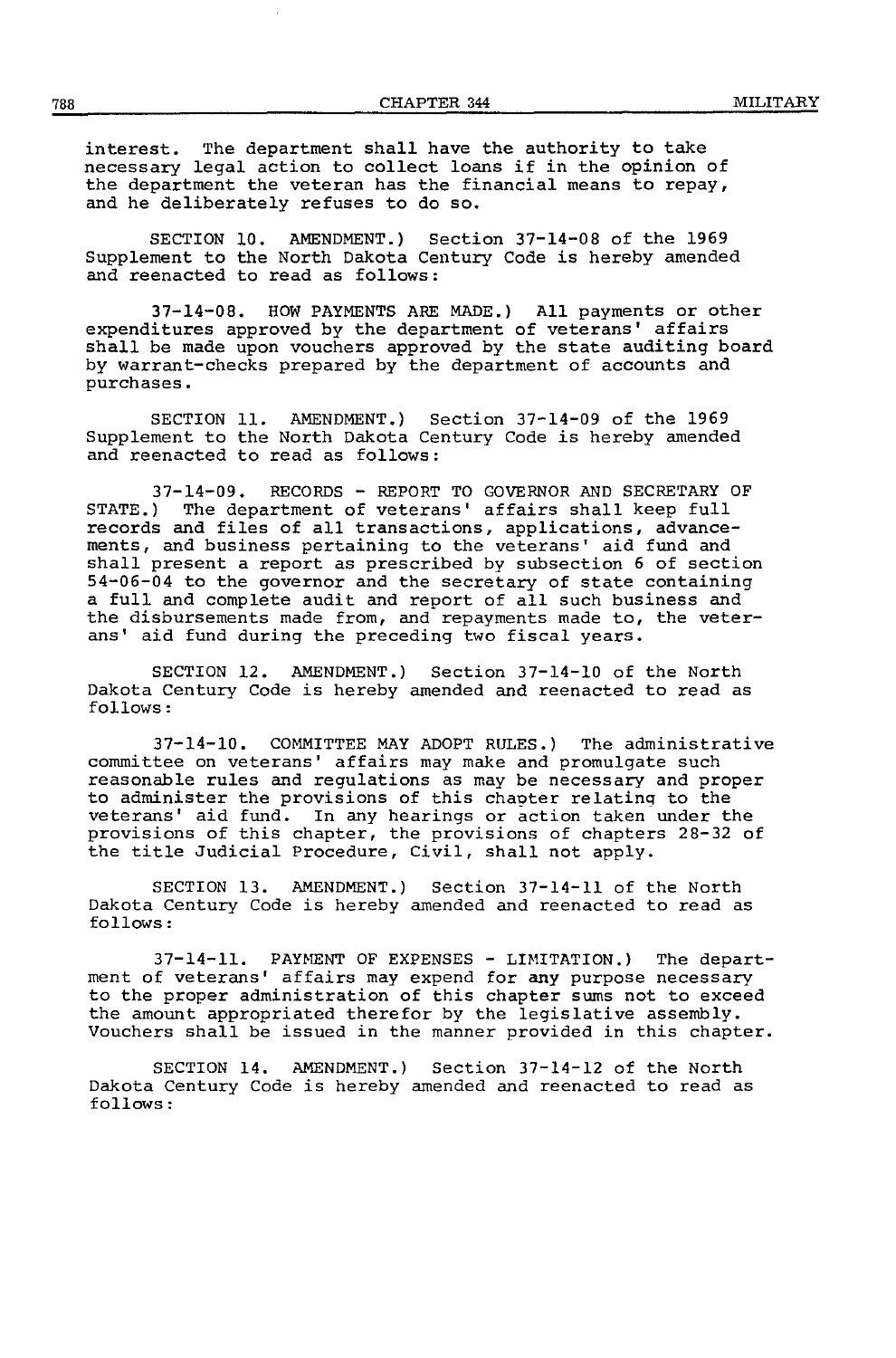interest. The department shall have the authority to take necessary legal action to collect loans if in the opinion of the department the veteran has the financial means to repay, and he deliberately refuses to do so.

SECTION 10. AMENDMENT.) Section 37-14-08 of the 1969 Supplement to the North Dakota Century Code is hereby amended and reenacted to read as follows:

37-14-08. HOW PAYMENTS ARE MADE.) All payments or other expenditures approved by the department of veterans' affairs shall be made upon vouchers approved by the state auditing board by warrant-checks prepared by the department of accounts and purchases.

SECTION 11. AMENDMENT.) Section 37-14-09 of the 1969 Supplement to the North Dakota Century Code is hereby amended and reenacted to read as follows:

37-14-09. RECORDS - REPORT TO GOVERNOR AND SECRETARY OF STATE.) The department of veterans' affairs shall keep full records and files of all transactions, applications, advancements, and business pertaining to the veterans' aid fund and shall present a report as prescribed by subsection 6 of section 54-06-04 to the governor and the secretary of state containing a full and complete audit and report of all such business and the disbursements made from, and repayments made to, the veterans' aid fund during the preceding two fiscal years.

SECTION 12. AMENDMENT.) Section 37-14-10 of the North Dakota Century Code is hereby amended and reenacted to read as follows:

37-14-10. COMMITTEE MAY ADOPT RULES.) The administrative committee on veterans' affairs may make and promulgate such reasonable rules and regulations as may be necessary and proper to administer the provisions of this chapter relating to the veterans' aid fund. In any hearings or action taken under the provisions of this chapter, the provisions of chapters 28-32 of the title Judicial Procedure, Civil, shall not apply.

SECTION 13. AMENDMENT.) Section 37-14-11 of the North Dakota Century Code is hereby amended and reenacted to read as follows:

37-14-11. PAYMENT OF EXPENSES - LIMITATION.) The department of veterans' affairs may expend for any purpose necessary to the proper administration of this chapter sums not to exceed the amount appropriated therefor by the legislative assembly. Vouchers shall be issued in the manner provided in this chapter.

SECTION 14. AMENDMENT.) Section 37-14-12 of the North Dakota Century Code is hereby amended and reenacted to read as follows: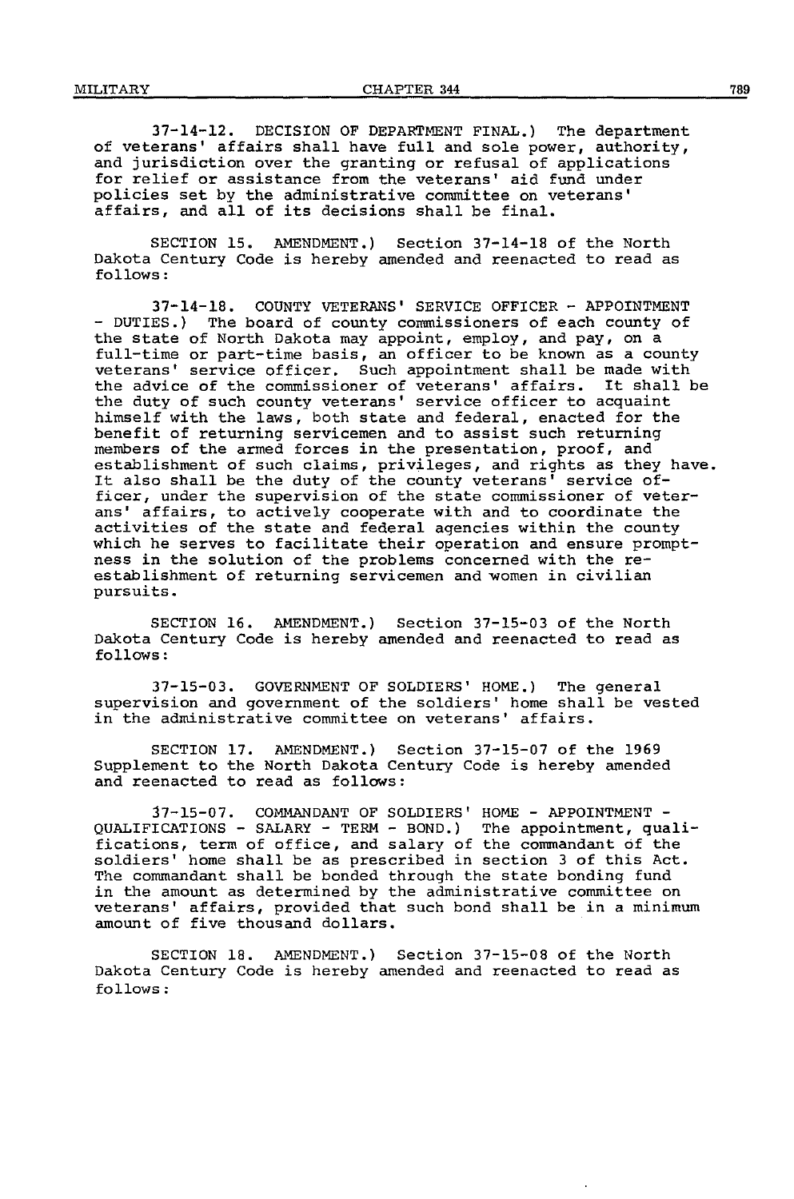37-14-12. DECISION OF DEPARTMENT FINAL.) The department of veterans' affairs shall have full and sole power, authority, and jurisdiction over the granting or refusal of applications for relief or assistance from the veterans' aid fund under policies set by the administrative committee on veterans' affairs, and all of its decisions shall be final.

SECTION 15. AMENDMENT.) Section 37-14-18 of the North Dakota Century Code is hereby amended and reenacted to read as follows:

37-14-18. COUNTY VETERANS' SERVICE OFFICER - APPOINTMENT - DUTIES.) The board of county commissioners of each county of the state of North Dakota may appoint, employ, and pay, on a full-time or part-time basis, an officer to be known as a county veterans' service officer. Such appointment shall be made with the advice of the commissioner of veterans' affairs. It shall be the duty of such county veterans' service officer to acquaint himself with the laws, both state and federal, enacted for the benefit of returning servicemen and to assist such returning members of the armed forces in the presentation, proof, and establishment of such claims, privileges, and rights as they have. It also shall be the duty of the county veterans' service officer, under the supervision of the state commissioner of veterans' affairs, to actively cooperate with and to coordinate the activities of the state and federal agencies within the county which he serves to facilitate their operation and ensure promptness in the solution of the problems concerned with the reestablishment of returning servicemen and women in civilian pursuits.

SECTION 16. AMENDMENT.) Section 37-15-03 of the North Dakota Century Code is hereby amended and reenacted to read as follows:

37-15-03. GOVERNMENT OF SOLDIERS' HOME.) The general supervision and government of the soldiers' home shall be vested in the administrative committee on veterans' affairs.

SECTION 17. AMENDMENT.) Section 37-15-07 of the 1969 Supplement to the North Dakota Century Code is hereby amended and reenacted to read as follows:

37-15-07. COMMANDANT OF SOLDIERS' HOME - APPOINTMENT - QUALIFICATIONS - SALARY - TERM - BOND.) The appointment, qualifications, term of office, and salary of the commandant of the soldiers' home shall be as prescribed in section 3 of this Act. The commandant shall be bonded through the state bonding fund in the amount as determined by the administrative committee on veterans' affairs, provided that such bond shall be in a minimum amount of five thousand dollars.

SECTION 18. AMENDMENT.) Section 37-15-08 of the North Dakota Century Code is hereby amended and reenacted to read as follows: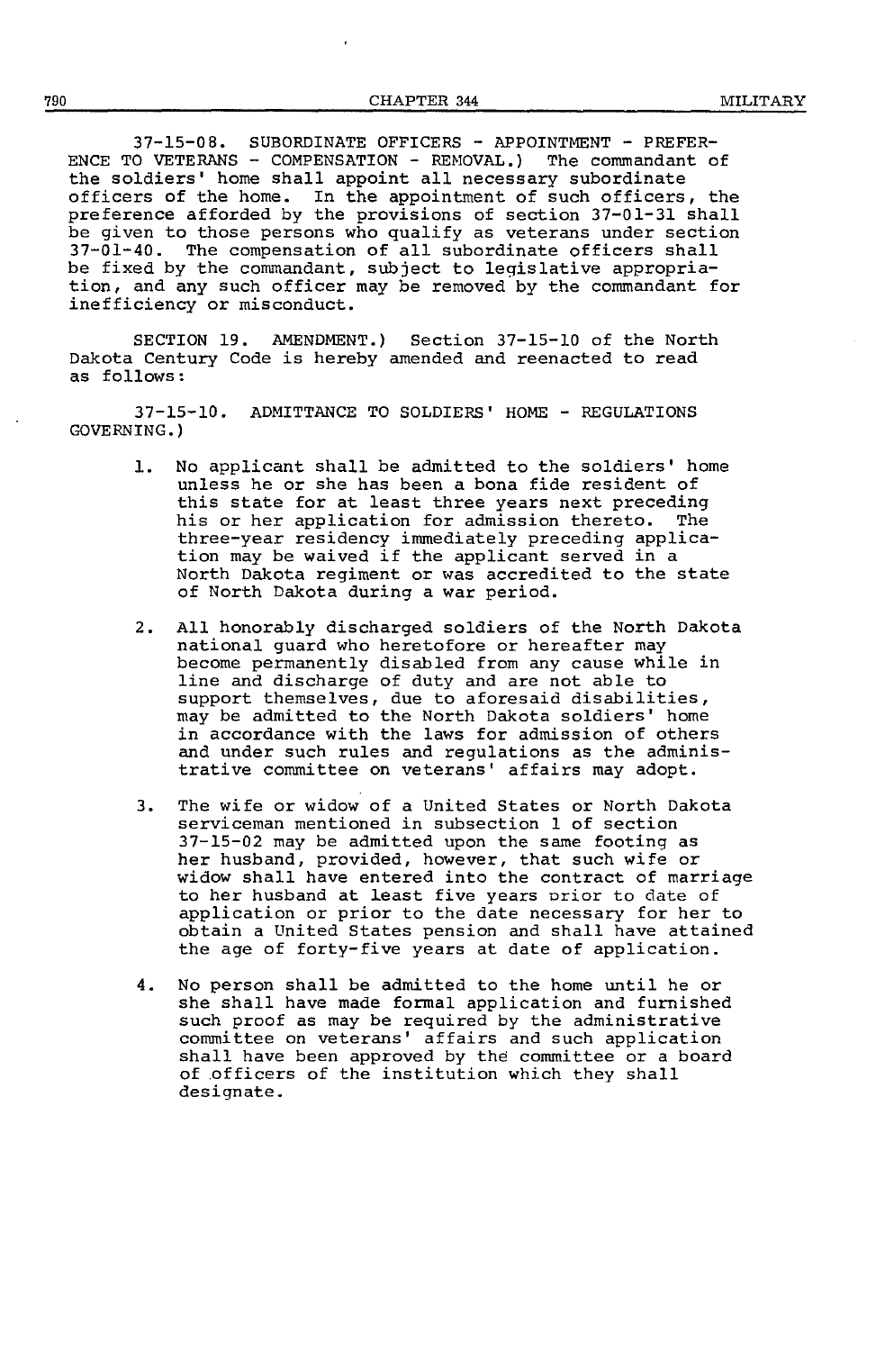37-15-08. SUBORDINATE OFFICERS - APPOINTMENT - PREFERENCE TO VETERANS - COMPENSATION - REMOVAL.) The commandant of the soldiers' home shall appoint all necessary subordinate officers of the home. In the appointment of such officers, the preference afforded by the provisions of section 37-01-31 shall be given to those persons who qualify as veterans under section 37-01-40. The compensation of all subordinate officers shall be fixed by the commandant, subject to legislative appropriation, and any such officer may be removed by the commandant for inefficiency or misconduct.

SECTION 19. AMENDMENT.) Section 37-15-10 of the North Dakota Century Code is hereby amended and reenacted to read as follows:

37-15-10. ADMITTANCE TO SOLDIERS' HOME - REGULATIONS GOVERNING.)

1. No applicant shall be admitted to the soldiers' home unless he or she has been a bona fide resident of this state for at least three years next preceding his or her application for admission thereto. The three-year residency immediately preceding application may be waived if the applicant served in a North Dakota regiment or was accredited to the state of North Dakota during a war period.

2. All honorably discharged soldiers of the North Dakota national guard who heretofore or hereafter may become permanently disabled from any cause while in line and discharge of duty and are not able to support themselves, due to aforesaid disabilities, may be admitted to the North Dakota soldiers' home in accordance with the laws for admission of others and under such rules and regulations as the administrative committee on veterans' affairs may adopt.

3. The wife or widow of a United States or North Dakota serviceman mentioned in subsection 1 of section 37-15-02 may be admitted upon the same footing as her husband, provided, however, that such wife or widow shall have entered into the contract of marriage to her husband at least five years prior to date of application or prior to the date necessary for her to obtain a United States pension and shall have attained the age of forty-five years at date of application.

4. No person shall be admitted to the home until he or she shall have made formal application and furnished such proof as may be required by the administrative committee on veterans' affairs and such application shall have been approved by the committee or a board of officers of the institution which they shall designate.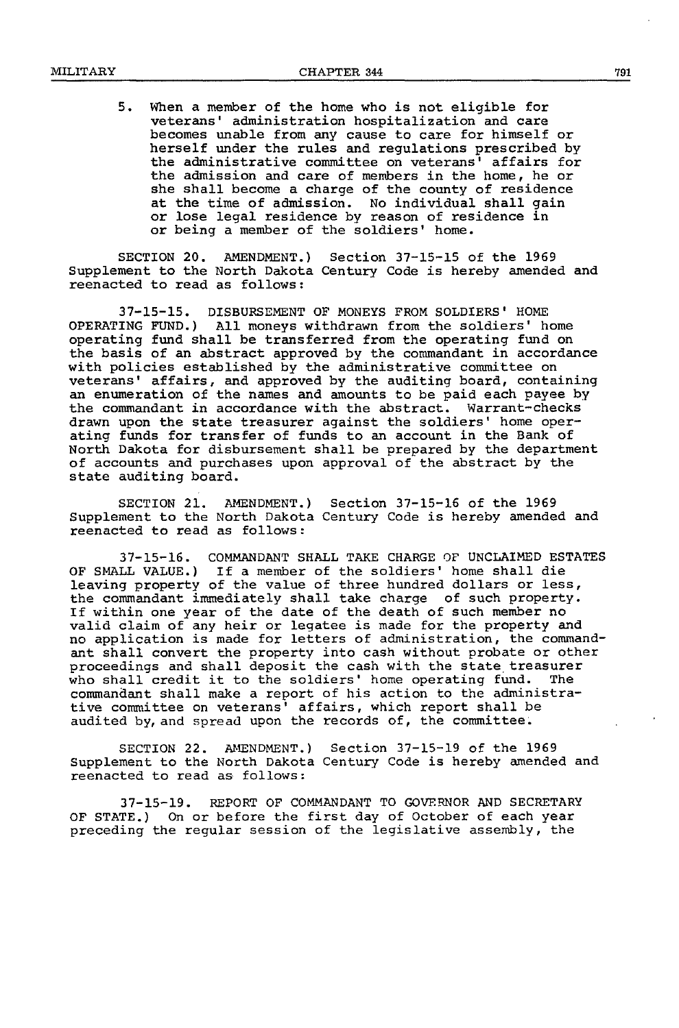5. When a member of the home who is not eligible for veterans' administration hospitalization and care becomes unable from any cause to care for himself or herself under the rules and regulations prescribed by the administrative committee on veterans' affairs for the admission and care of members in the home, he or she shall become a charge of the county of residence at the time of admission. No individual shall gain or lose legal residence by reason of residence in or being a member of the soldiers' home.

SECTION 20. AMENDMENT.) Section 37-15-15 of the 1969 Supplement to the North Dakota Century Code is hereby amended and reenacted to read as follows:

37-15-15. DISBURSEMENT OF MONEYS FROM SOLDIERS' HOME OPERATING FUND.) All moneys withdrawn from the soldiers' home operating fund shall be transferred from the operating fund on the basis of an abstract approved by the commandant in accordance with policies established by the administrative committee on veterans' affairs, and approved by the auditing board, containing an enumeration of the names and amounts to be paid each payee by the commandant in accordance with the abstract. Warrant-checks drawn upon the state treasurer against the soldiers' home operating funds for transfer of funds to an account in the Bank of North Dakota for disbursement shall be prepared by the department of accounts and purchases upon approval of the abstract by the state auditing board.

SECTION 21. AMENDMENT.) Section 37-15-16 of the 1969 Supplement to the North Dakota Century Code is hereby amended and reenacted to read as follows:

37-15-16. COMMANDANT SHALL TAKE CHARGE OF UNCLAIMED ESTATES OF SMALL VALUE.) If a member of the soldiers' home shall die leaving property of the value of three hundred dollars or less, the commandant immediately shall take charge of such property. If within one year of the date of the death of such member no valid claim of any heir or legatee is made for the property and no application is made for letters of administration, the commandant shall convert the property into cash without probate or other proceedings and shall deposit the cash with the state treasurer who shall credit it to the soldiers' home operating fund. The commandant shall make a report of his action to the administrative committee on veterans' affairs, which report shall be audited by, and spread upon the records of, the committee.

SECTION 22. AMENDMENT.) Section 37-15-19 of the 1969 Supplement to the North Dakota Century Code is hereby amended and reenacted to read as follows:

37-15-19. REPORT OF COMMANDANT TO GOVERNOR AND SECRETARY OF STATE.) On or before the first day of October of each year preceding the regular session of the legislative assembly, the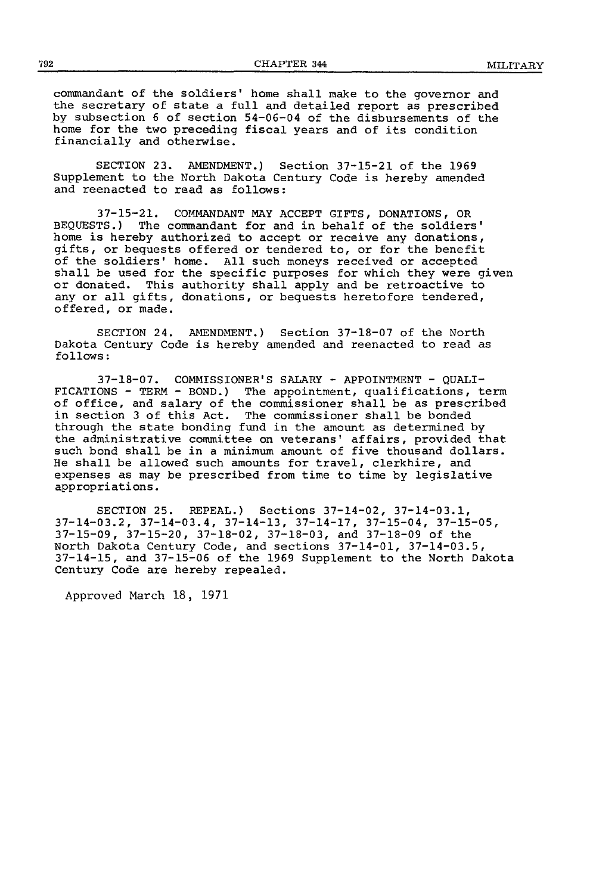commandant of the soldiers' home shall make to the governor and the secretary of state a full and detailed report as prescribed by subsection 6 of section 54-06-04 of the disbursements of the home for the two preceding fiscal years and of its condition financially and otherwise.

SECTION 23. AMENDMENT.) Section 37-15-21 of the 1969 Supplement to the North Dakota Century Code is hereby amended and reenacted to read as follows:

37-15-21. COMMANDANT MAY ACCEPT GIFTS, DONATIONS, OR BEQUESTS.) The commandant for and in behalf of the soldiers' home is hereby authorized to accept or receive any donations, gifts, or bequests offered or tendered to, or for the benefit of the soldiers' home. All such moneys received or accepted shall be used for the specific purposes for which they were given or donated. This authority shall apply and be retroactive to any or all gifts, donations, or bequests heretofore tendered, offered, or made.

SECTION 24. AMENDMENT.) Section 37-18-07 of the North Dakota Century Code is hereby amended and reenacted to read as follows:

37-18-07. COMMISSIONER'S SALARY - APPOINTMENT - QUALIFICATIONS - TERM - BOND.) The appointment, qualifications, term of office, and salary of the commissioner shall be as prescribed in section 3 of this Act. The commissioner shall be bonded through the state bonding fund in the amount as determined by the administrative committee on veterans' affairs, provided that such bond shall be in a minimum amount of five thousand dollars. He shall be allowed such amounts for travel, clerkhire, and expenses as may be prescribed from time to time by legislative appropriations.

SECTION 25. REPEAL.) Sections 37-14-02, 37-14-03.1, 37-14-03.2, 37-14-03.4, 37-14-13, 37-14-17, 37-15-04, 37-15-05, 37-15-09, 37-15-20, 37-18-02, 37-18-03, and 37-18-09 of the North Dakota Century Code, and sections 37-14-01, 37-14-03.5, 37-14-15, and 37-15-06 of the 1969 Supplement to the North Dakota Century Code are hereby repealed.

Approved March 18, 1971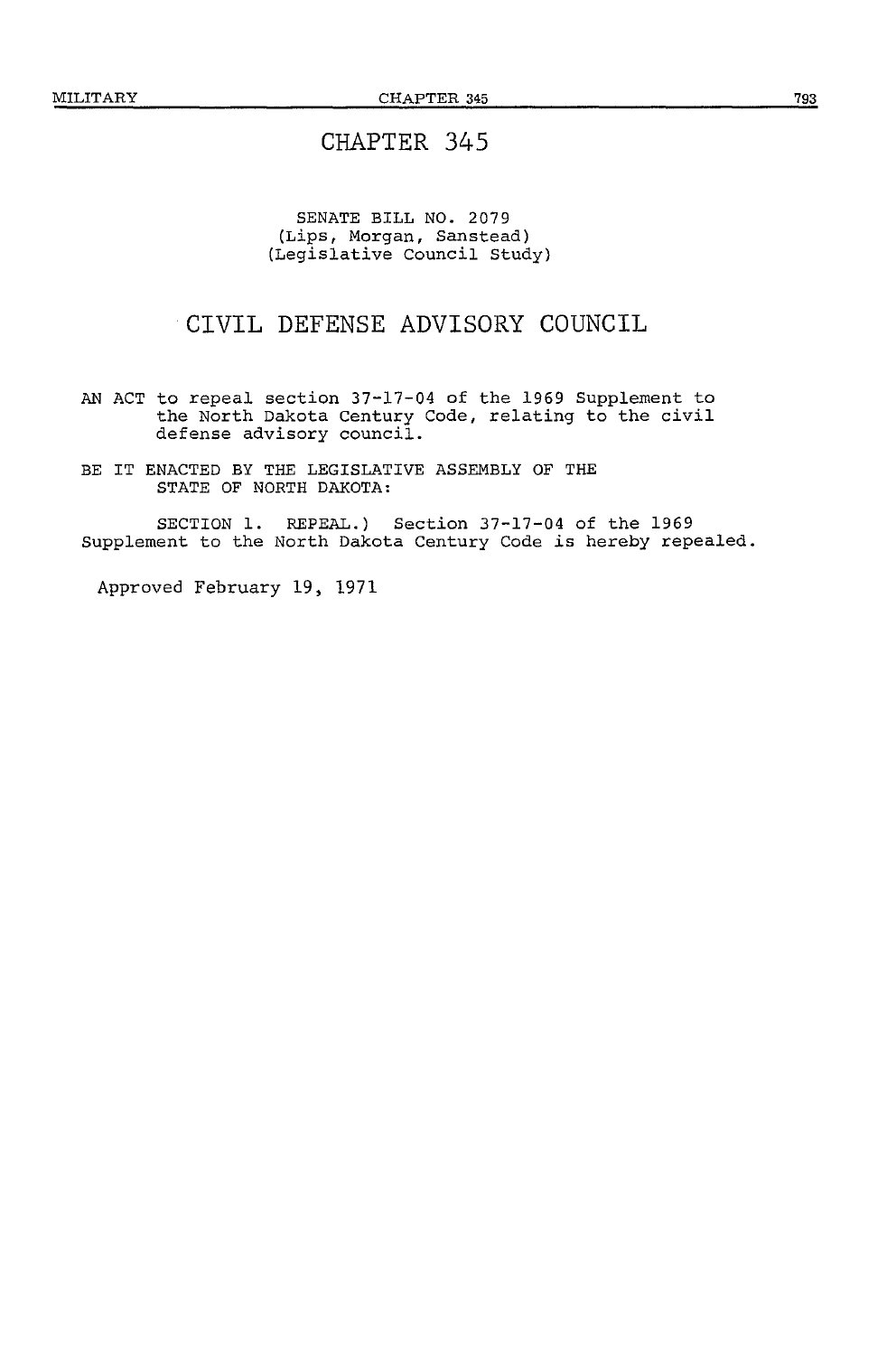# CHAPTER 345

SENATE BILL NO. 2079
(Lips, Morgan, Sanstead)
(Legislative Council Study)

## CIVIL DEFENSE ADVISORY COUNCIL

AN ACT to repeal section 37-17-04 of the 1969 Supplement to the North Dakota Century Code, relating to the civil defense advisory council.

BE IT ENACTED BY THE LEGISLATIVE ASSEMBLY OF THE STATE OF NORTH DAKOTA:

SECTION 1. REPEAL.) Section 37-17-04 of the 1969 Supplement to the North Dakota Century Code is hereby repealed.

Approved February 19, 1971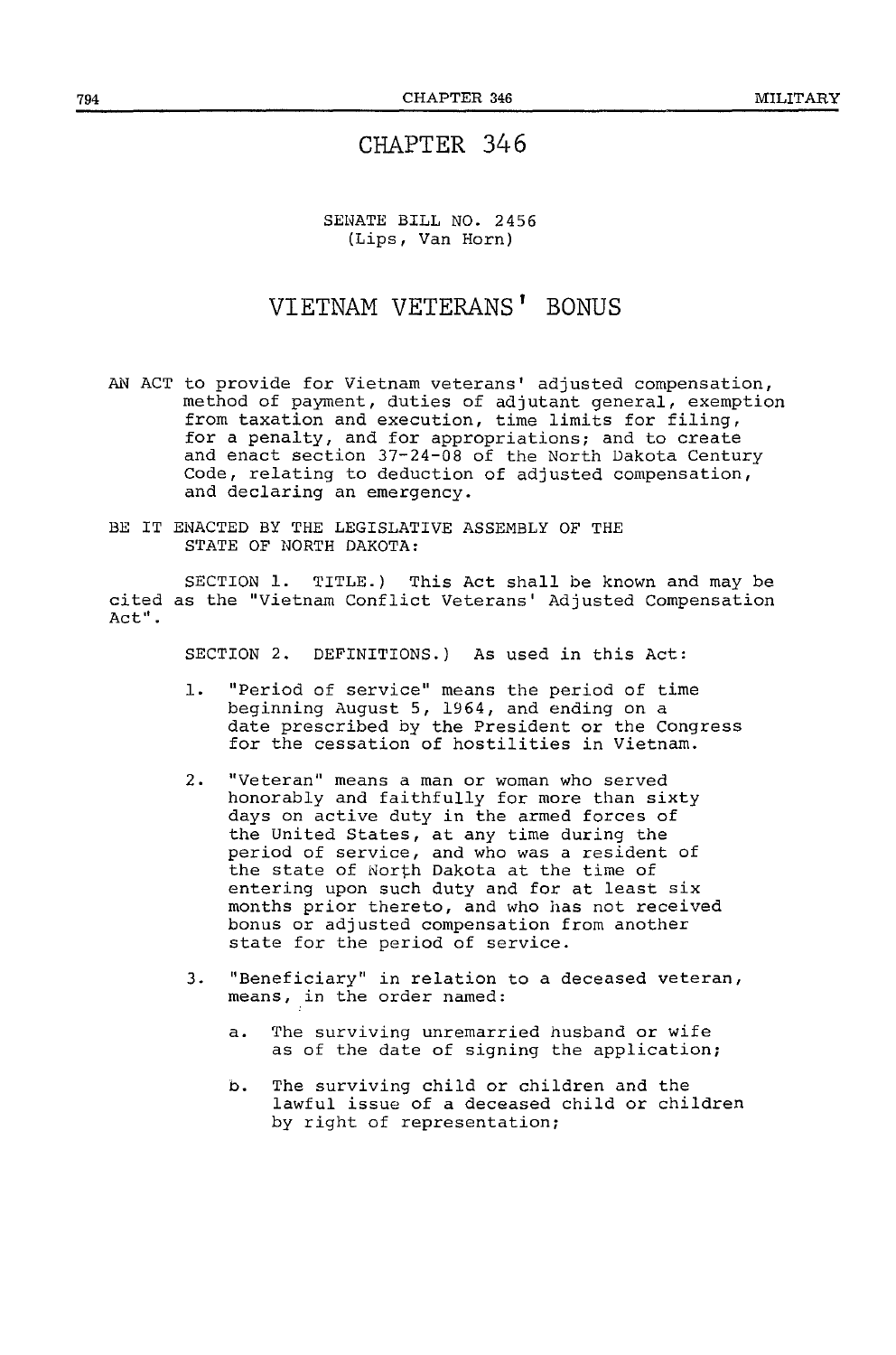# CHAPTER 346

SENATE BILL NO. 2456
(Lips, Van Horn)

## VIETNAM VETERANS' BONUS

AN ACT to provide for Vietnam veterans' adjusted compensation, method of payment, duties of adjutant general, exemption from taxation and execution, time limits for filing, for a penalty, and for appropriations; and to create and enact section 37-24-08 of the North Dakota Century Code, relating to deduction of adjusted compensation, and declaring an emergency.

BE IT ENACTED BY THE LEGISLATIVE ASSEMBLY OF THE STATE OF NORTH DAKOTA:

SECTION 1. TITLE.) This Act shall be known and may be cited as the "Vietnam Conflict Veterans' Adjusted Compensation Act".

SECTION 2. DEFINITIONS.) As used in this Act:

1. "Period of service" means the period of time beginning August 5, 1964, and ending on a date prescribed by the President or the Congress for the cessation of hostilities in Vietnam.
2. "Veteran" means a man or woman who served honorably and faithfully for more than sixty days on active duty in the armed forces of the United States, at any time during the period of service, and who was a resident of the state of North Dakota at the time of entering upon such duty and for at least six months prior thereto, and who has not received bonus or adjusted compensation from another state for the period of service.
3. "Beneficiary" in relation to a deceased veteran, means, in the order named:
   a. The surviving unremarried husband or wife as of the date of signing the application;
   b. The surviving child or children and the lawful issue of a deceased child or children by right of representation;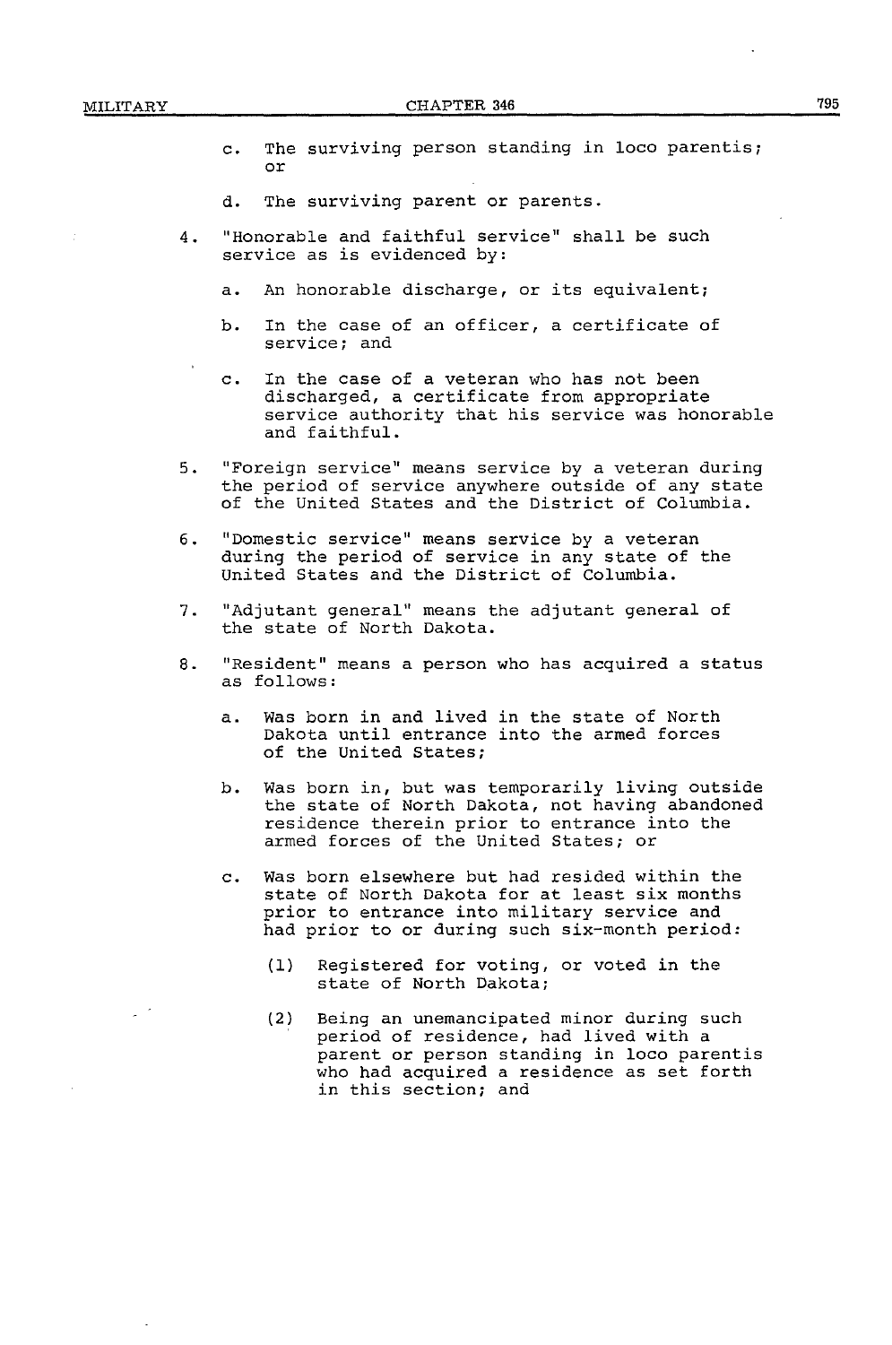c. The surviving person standing in loco parentis; or

d. The surviving parent or parents.

4. "Honorable and faithful service" shall be such service as is evidenced by:

   a. An honorable discharge, or its equivalent;

   b. In the case of an officer, a certificate of service; and

   c. In the case of a veteran who has not been discharged, a certificate from appropriate service authority that his service was honorable and faithful.

5. "Foreign service" means service by a veteran during the period of service anywhere outside of any state of the United States and the District of Columbia.

6. "Domestic service" means service by a veteran during the period of service in any state of the United States and the District of Columbia.

7. "Adjutant general" means the adjutant general of the state of North Dakota.

8. "Resident" means a person who has acquired a status as follows:

   a. Was born in and lived in the state of North Dakota until entrance into the armed forces of the United States;

   b. Was born in, but was temporarily living outside the state of North Dakota, not having abandoned residence therein prior to entrance into the armed forces of the United States; or

   c. Was born elsewhere but had resided within the state of North Dakota for at least six months prior to entrance into military service and had prior to or during such six-month period:

      (1) Registered for voting, or voted in the state of North Dakota;

      (2) Being an unemancipated minor during such period of residence, had lived with a parent or person standing in loco parentis who had acquired a residence as set forth in this section; and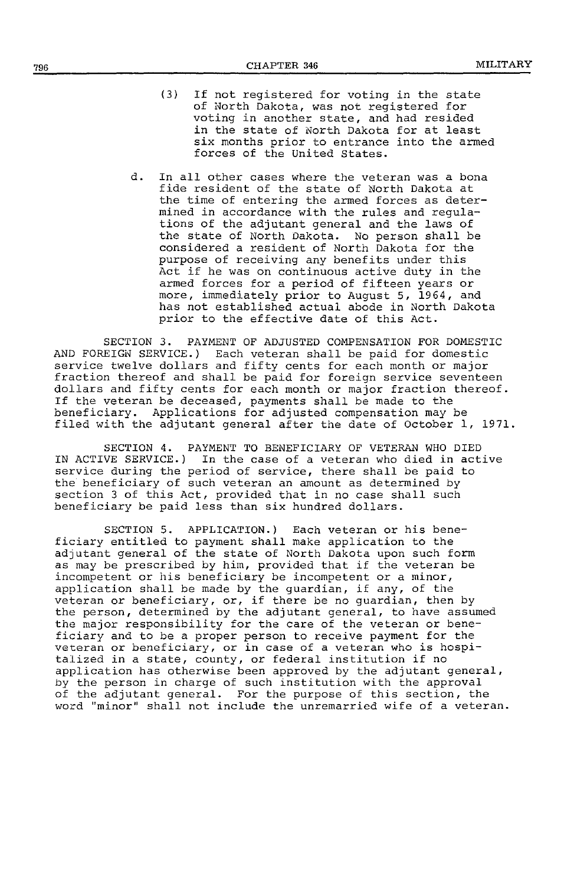(3) If not registered for voting in the state of North Dakota, was not registered for voting in another state, and had resided in the state of North Dakota for at least six months prior to entrance into the armed forces of the United States.

d. In all other cases where the veteran was a bona fide resident of the state of North Dakota at the time of entering the armed forces as determined in accordance with the rules and regulations of the adjutant general and the laws of the state of North Dakota. No person shall be considered a resident of North Dakota for the purpose of receiving any benefits under this Act if he was on continuous active duty in the armed forces for a period of fifteen years or more, immediately prior to August 5, 1964, and has not established actual abode in North Dakota prior to the effective date of this Act.

SECTION 3. PAYMENT OF ADJUSTED COMPENSATION FOR DOMESTIC AND FOREIGN SERVICE.) Each veteran shall be paid for domestic service twelve dollars and fifty cents for each month or major fraction thereof and shall be paid for foreign service seventeen dollars and fifty cents for each month or major fraction thereof. If the veteran be deceased, payments shall be made to the beneficiary. Applications for adjusted compensation may be filed with the adjutant general after the date of October 1, 1971.

SECTION 4. PAYMENT TO BENEFICIARY OF VETERAN WHO DIED IN ACTIVE SERVICE.) In the case of a veteran who died in active service during the period of service, there shall be paid to the beneficiary of such veteran an amount as determined by section 3 of this Act, provided that in no case shall such beneficiary be paid less than six hundred dollars.

SECTION 5. APPLICATION.) Each veteran or his beneficiary entitled to payment shall make application to the adjutant general of the state of North Dakota upon such form as may be prescribed by him, provided that if the veteran be incompetent or his beneficiary be incompetent or a minor, application shall be made by the guardian, if any, of the veteran or beneficiary, or, if there be no guardian, then by the person, determined by the adjutant general, to have assumed the major responsibility for the care of the veteran or beneficiary and to be a proper person to receive payment for the veteran or beneficiary, or in case of a veteran who is hospitalized in a state, county, or federal institution if no application has otherwise been approved by the adjutant general, by the person in charge of such institution with the approval of the adjutant general. For the purpose of this section, the word "minor" shall not include the unremarried wife of a veteran.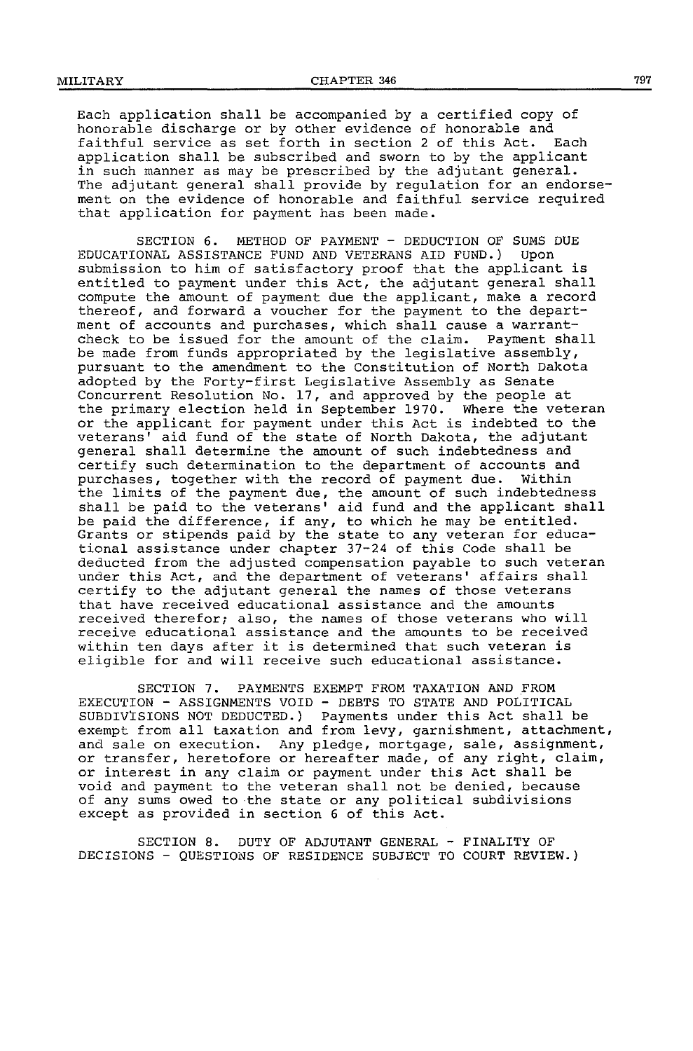Each application shall be accompanied by a certified copy of honorable discharge or by other evidence of honorable and faithful service as set forth in section 2 of this Act. Each application shall be subscribed and sworn to by the applicant in such manner as may be prescribed by the adjutant general. The adjutant general shall provide by regulation for an endorsement on the evidence of honorable and faithful service required that application for payment has been made.

SECTION 6. METHOD OF PAYMENT - DEDUCTION OF SUMS DUE EDUCATIONAL ASSISTANCE FUND AND VETERANS AID FUND.) Upon submission to him of satisfactory proof that the applicant is entitled to payment under this Act, the adjutant general shall compute the amount of payment due the applicant, make a record thereof, and forward a voucher for the payment to the department of accounts and purchases, which shall cause a warrant-check to be issued for the amount of the claim. Payment shall be made from funds appropriated by the legislative assembly, pursuant to the amendment to the Constitution of North Dakota adopted by the Forty-first Legislative Assembly as Senate Concurrent Resolution No. 17, and approved by the people at the primary election held in September 1970. Where the veteran or the applicant for payment under this Act is indebted to the veterans' aid fund of the state of North Dakota, the adjutant general shall determine the amount of such indebtedness and certify such determination to the department of accounts and purchases, together with the record of payment due. Within the limits of the payment due, the amount of such indebtedness shall be paid to the veterans' aid fund and the applicant shall be paid the difference, if any, to which he may be entitled. Grants or stipends paid by the state to any veteran for educational assistance under chapter 37-24 of this Code shall be deducted from the adjusted compensation payable to such veteran under this Act, and the department of veterans' affairs shall certify to the adjutant general the names of those veterans that have received educational assistance and the amounts received therefor; also, the names of those veterans who will receive educational assistance and the amounts to be received within ten days after it is determined that such veteran is eligible for and will receive such educational assistance.

SECTION 7. PAYMENTS EXEMPT FROM TAXATION AND FROM EXECUTION - ASSIGNMENTS VOID - DEBTS TO STATE AND POLITICAL SUBDIVISIONS NOT DEDUCTED.) Payments under this Act shall be exempt from all taxation and from levy, garnishment, attachment, and sale on execution. Any pledge, mortgage, sale, assignment, or transfer, heretofore or hereafter made, of any right, claim, or interest in any claim or payment under this Act shall be void and payment to the veteran shall not be denied, because of any sums owed to the state or any political subdivisions except as provided in section 6 of this Act.

SECTION 8. DUTY OF ADJUTANT GENERAL - FINALITY OF DECISIONS - QUESTIONS OF RESIDENCE SUBJECT TO COURT REVIEW.)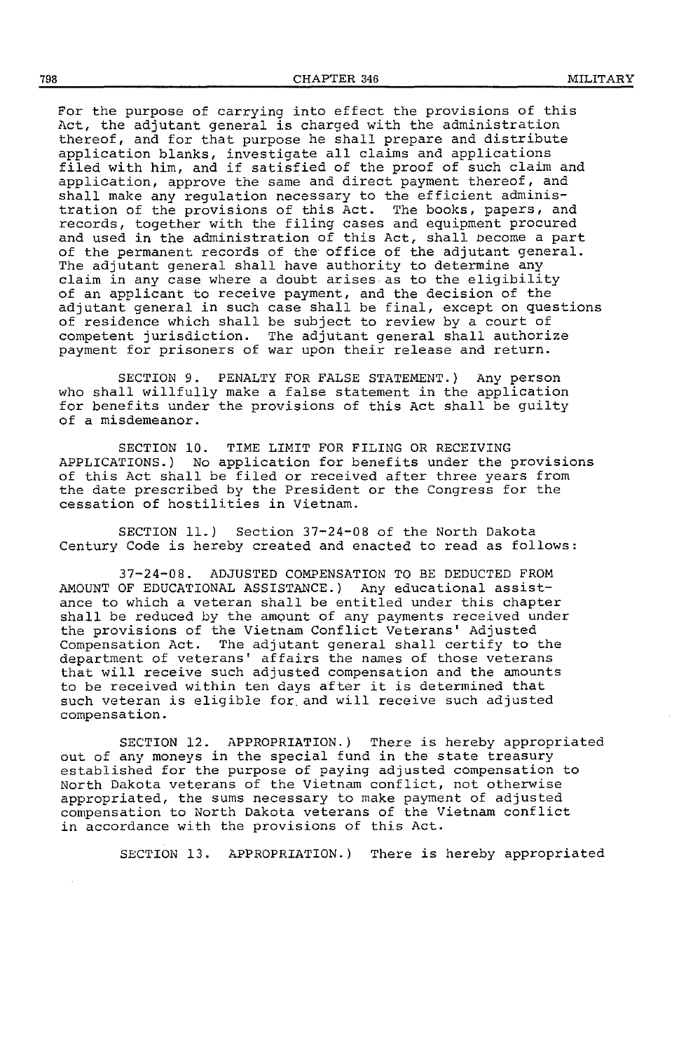For the purpose of carrying into effect the provisions of this Act, the adjutant general is charged with the administration thereof, and for that purpose he shall prepare and distribute application blanks, investigate all claims and applications filed with him, and if satisfied of the proof of such claim and application, approve the same and direct payment thereof, and shall make any regulation necessary to the efficient administration of the provisions of this Act. The books, papers, and records, together with the filing cases and equipment procured and used in the administration of this Act, shall become a part of the permanent records of the office of the adjutant general. The adjutant general shall have authority to determine any claim in any case where a doubt arises as to the eligibility of an applicant to receive payment, and the decision of the adjutant general in such case shall be final, except on questions of residence which shall be subject to review by a court of competent jurisdiction. The adjutant general shall authorize payment for prisoners of war upon their release and return.

SECTION 9. PENALTY FOR FALSE STATEMENT.) Any person who shall willfully make a false statement in the application for benefits under the provisions of this Act shall be guilty of a misdemeanor.

SECTION 10. TIME LIMIT FOR FILING OR RECEIVING APPLICATIONS.) No application for benefits under the provisions of this Act shall be filed or received after three years from the date prescribed by the President or the Congress for the cessation of hostilities in Vietnam.

SECTION 11.) Section 37-24-08 of the North Dakota Century Code is hereby created and enacted to read as follows:

37-24-08. ADJUSTED COMPENSATION TO BE DEDUCTED FROM AMOUNT OF EDUCATIONAL ASSISTANCE.) Any educational assistance to which a veteran shall be entitled under this chapter shall be reduced by the amount of any payments received under the provisions of the Vietnam Conflict Veterans' Adjusted Compensation Act. The adjutant general shall certify to the department of veterans' affairs the names of those veterans that will receive such adjusted compensation and the amounts to be received within ten days after it is determined that such veteran is eligible for and will receive such adjusted compensation.

SECTION 12. APPROPRIATION.) There is hereby appropriated out of any moneys in the special fund in the state treasury established for the purpose of paying adjusted compensation to North Dakota veterans of the Vietnam conflict, not otherwise appropriated, the sums necessary to make payment of adjusted compensation to North Dakota veterans of the Vietnam conflict in accordance with the provisions of this Act.

SECTION 13. APPROPRIATION.) There is hereby appropriated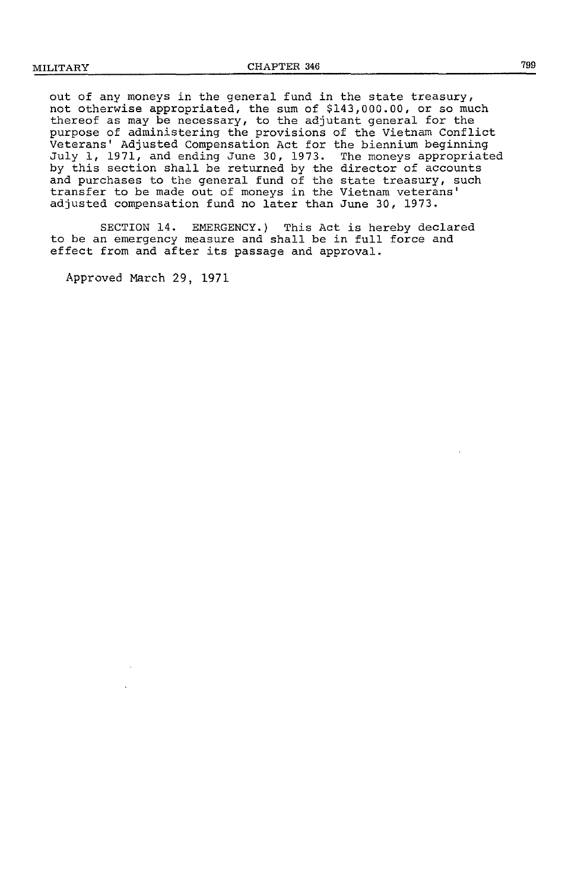out of any moneys in the general fund in the state treasury, not otherwise appropriated, the sum of $143,000.00, or so much thereof as may be necessary, to the adjutant general for the purpose of administering the provisions of the Vietnam Conflict Veterans' Adjusted Compensation Act for the biennium beginning July 1, 1971, and ending June 30, 1973. The moneys appropriated by this section shall be returned by the director of accounts and purchases to the general fund of the state treasury, such transfer to be made out of moneys in the Vietnam veterans' adjusted compensation fund no later than June 30, 1973.

SECTION 14. EMERGENCY.) This Act is hereby declared to be an emergency measure and shall be in full force and effect from and after its passage and approval.

Approved March 29, 1971